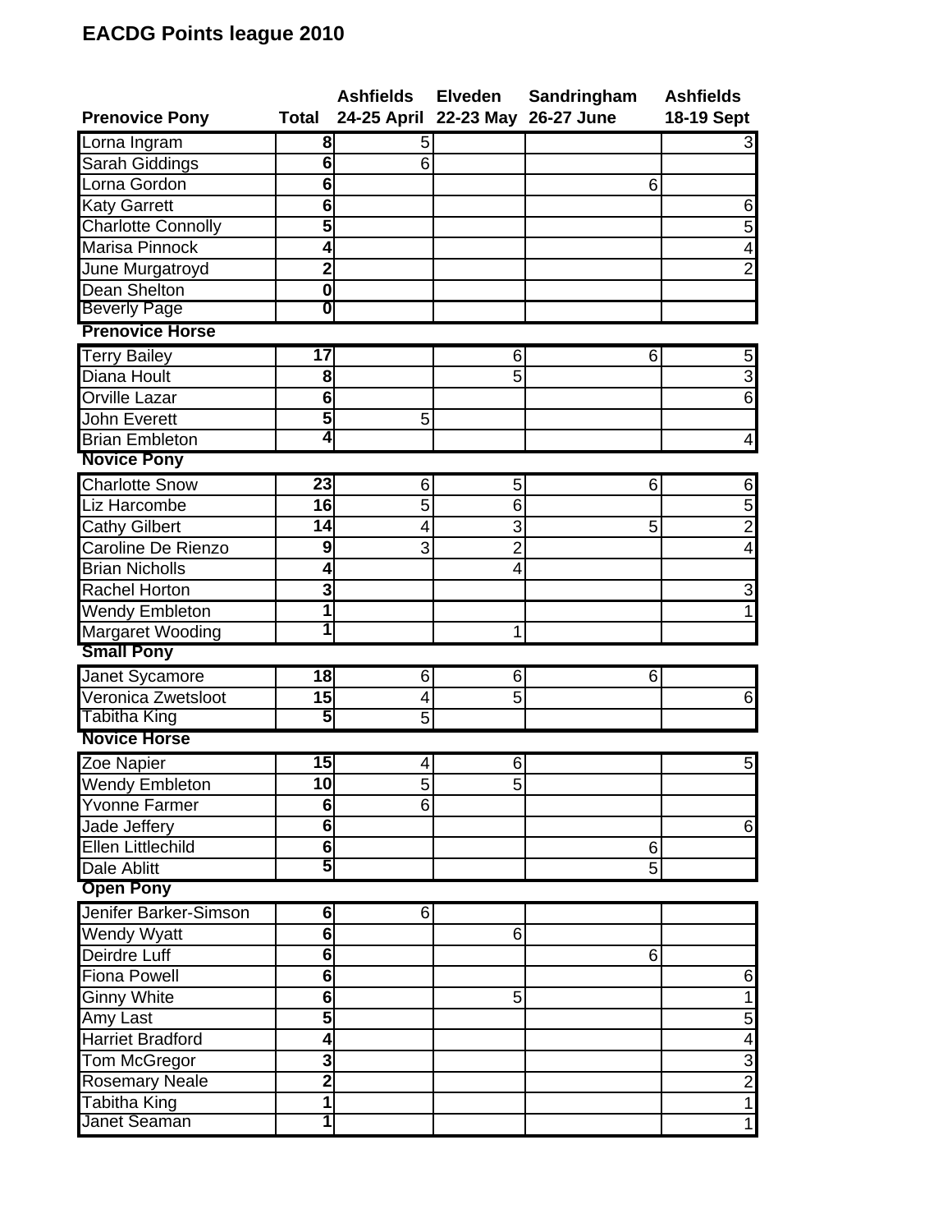# EACDG Points league 2010

| Prenovice Pony | Total | Ashfields 24-25 April | Elveden 22-23 May | Sandringham 26-27 June | Ashfields 18-19 Sept |
|---|---|---|---|---|---|
| Lorna Ingram | 8 | 5 | | | 3 |
| Sarah Giddings | 6 | 6 | | | |
| Lorna Gordon | 6 | | | 6 | |
| Katy Garrett | 6 | | | | 6 |
| Charlotte Connolly | 5 | | | | 5 |
| Marisa Pinnock | 4 | | | | 4 |
| June Murgatroyd | 2 | | | | 2 |
| Dean Shelton | 0 | | | | |
| Beverly Page | 0 | | | | |

| Prenovice Horse | Total | Ashfields 24-25 April | Elveden 22-23 May | Sandringham 26-27 June | Ashfields 18-19 Sept |
|---|---|---|---|---|---|
| Terry Bailey | 17 | | 6 | 6 | 5 |
| Diana Hoult | 8 | | 5 | | 3 |
| Orville Lazar | 6 | | | | 6 |
| John Everett | 5 | 5 | | | |
| Brian Embleton | 4 | | | | 4 |

| Novice Pony | Total | Ashfields 24-25 April | Elveden 22-23 May | Sandringham 26-27 June | Ashfields 18-19 Sept |
|---|---|---|---|---|---|
| Charlotte Snow | 23 | 6 | 5 | 6 | 6 |
| Liz Harcombe | 16 | 5 | 6 | | 5 |
| Cathy Gilbert | 14 | 4 | 3 | 5 | 2 |
| Caroline De Rienzo | 9 | 3 | 2 | | 4 |
| Brian Nicholls | 4 | | 4 | | |
| Rachel Horton | 3 | | | | 3 |
| Wendy Embleton | 1 | | | | 1 |
| Margaret Wooding | 1 | | 1 | | |

| Small Pony | Total | Ashfields 24-25 April | Elveden 22-23 May | Sandringham 26-27 June | Ashfields 18-19 Sept |
|---|---|---|---|---|---|
| Janet Sycamore | 18 | 6 | 6 | 6 | |
| Veronica Zwetsloot | 15 | 4 | 5 | | 6 |
| Tabitha King | 5 | 5 | | | |

| Novice Horse | Total | Ashfields 24-25 April | Elveden 22-23 May | Sandringham 26-27 June | Ashfields 18-19 Sept |
|---|---|---|---|---|---|
| Zoe Napier | 15 | 4 | 6 | | 5 |
| Wendy Embleton | 10 | 5 | 5 | | |
| Yvonne Farmer | 6 | 6 | | | |
| Jade Jeffery | 6 | | | | 6 |
| Ellen Littlechild | 6 | | | 6 | |
| Dale Ablitt | 5 | | | 5 | |

| Open Pony | Total | Ashfields 24-25 April | Elveden 22-23 May | Sandringham 26-27 June | Ashfields 18-19 Sept |
|---|---|---|---|---|---|
| Jenifer Barker-Simson | 6 | 6 | | | |
| Wendy Wyatt | 6 | | 6 | | |
| Deirdre Luff | 6 | | | 6 | |
| Fiona Powell | 6 | | | | 6 |
| Ginny White | 6 | | 5 | | 1 |
| Amy Last | 5 | | | | 5 |
| Harriet Bradford | 4 | | | | 4 |
| Tom McGregor | 3 | | | | 3 |
| Rosemary Neale | 2 | | | | 2 |
| Tabitha King | 1 | | | | 1 |
| Janet Seaman | 1 | | | | 1 |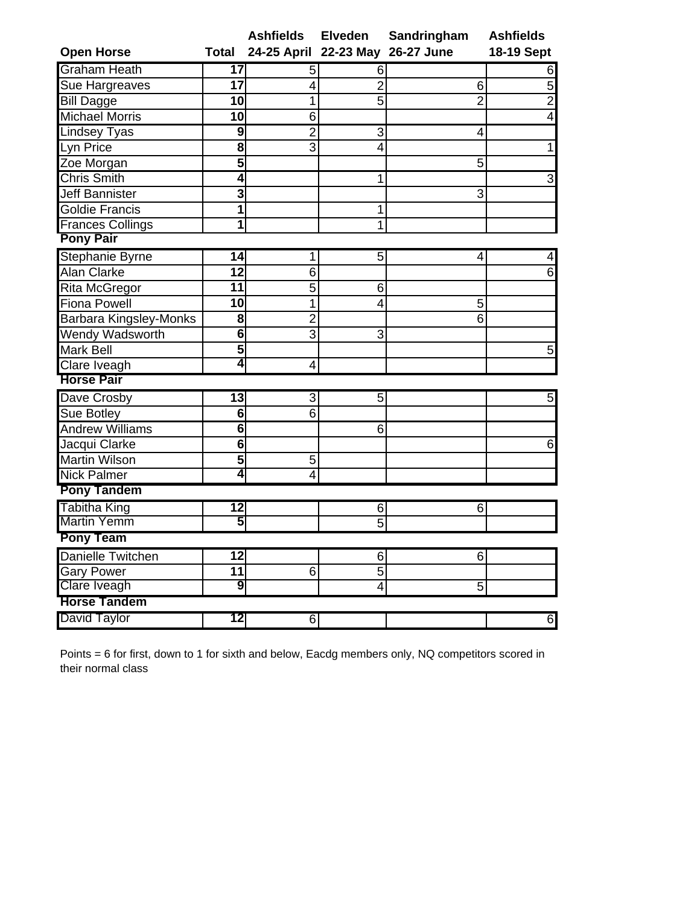| Open Horse | Total | Ashfields 24-25 April | Elveden 22-23 May | Sandringham 26-27 June | Ashfields 18-19 Sept |
|---|---|---|---|---|---|
| Graham Heath | 17 | 5 | 6 | | 6 |
| Sue Hargreaves | 17 | 4 | 2 | 6 | 5 |
| Bill Dagge | 10 | 1 | 5 | 2 | 2 |
| Michael Morris | 10 | 6 | | | 4 |
| Lindsey Tyas | 9 | 2 | 3 | 4 | |
| Lyn Price | 8 | 3 | 4 | | 1 |
| Zoe Morgan | 5 | | | 5 | |
| Chris Smith | 4 | | 1 | | 3 |
| Jeff Bannister | 3 | | | 3 | |
| Goldie Francis | 1 | | 1 | | |
| Frances Collings | 1 | | 1 | | |
| **Pony Pair** | | | | | |
| Stephanie Byrne | 14 | 1 | 5 | 4 | 4 |
| Alan Clarke | 12 | 6 | | | 6 |
| Rita McGregor | 11 | 5 | 6 | | |
| Fiona Powell | 10 | 1 | 4 | 5 | |
| Barbara Kingsley-Monks | 8 | 2 | | 6 | |
| Wendy Wadsworth | 6 | 3 | 3 | | |
| Mark Bell | 5 | | | | 5 |
| Clare Iveagh | 4 | 4 | | | |
| **Horse Pair** | | | | | |
| Dave Crosby | 13 | 3 | 5 | | 5 |
| Sue Botley | 6 | 6 | | | |
| Andrew Williams | 6 | | 6 | | |
| Jacqui Clarke | 6 | | | | 6 |
| Martin Wilson | 5 | 5 | | | |
| Nick Palmer | 4 | 4 | | | |
| **Pony Tandem** | | | | | |
| Tabitha King | 12 | | 6 | 6 | |
| Martin Yemm | 5 | | 5 | | |
| **Pony Team** | | | | | |
| Danielle Twitchen | 12 | | 6 | 6 | |
| Gary Power | 11 | 6 | 5 | | |
| Clare Iveagh | 9 | | 4 | 5 | |
| **Horse Tandem** | | | | | |
| David Taylor | 12 | 6 | | | 6 |

Points = 6 for first, down to 1 for sixth and below, Eacdg members only, NQ competitors scored in their normal class